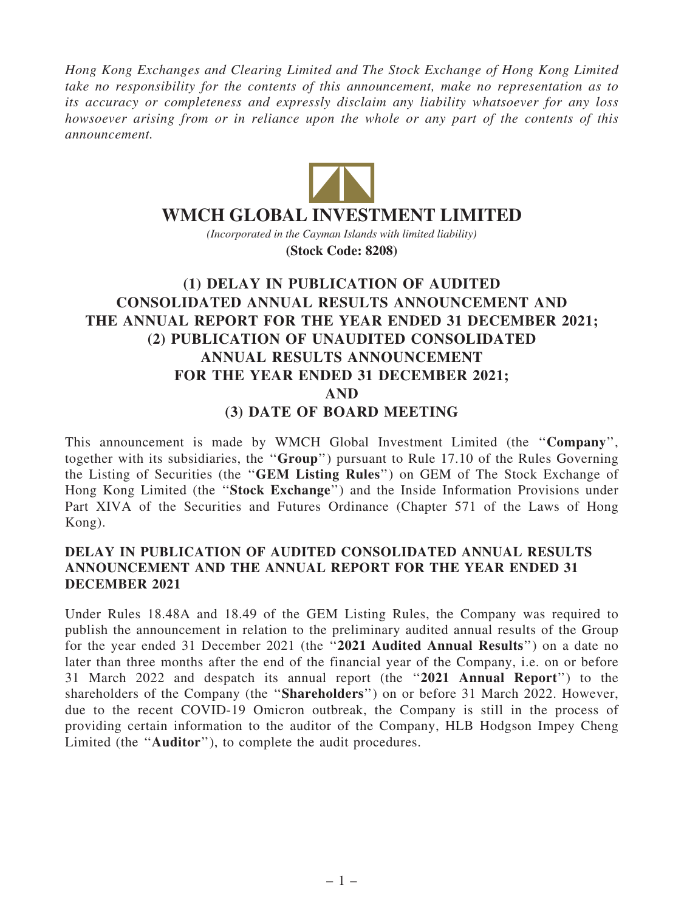*Hong Kong Exchanges and Clearing Limited and The Stock Exchange of Hong Kong Limited take no responsibility for the contents of this announcement, make no representation as to its accuracy or completeness and expressly disclaim any liability whatsoever for any loss howsoever arising from or in reliance upon the whole or any part of the contents of this announcement.*

# WMCH GLOBAL INVESTMENT LIMITED

*(Incorporated in the Cayman Islands with limited liability)*

**(Stock Code: 8208)**

## (1) DELAY IN PUBLICATION OF AUDITED CONSOLIDATED ANNUAL RESULTS ANNOUNCEMENT AND THE ANNUAL REPORT FOR THE YEAR ENDED 31 DECEMBER 2021; (2) PUBLICATION OF UNAUDITED CONSOLIDATED ANNUAL RESULTS ANNOUNCEMENT FOR THE YEAR ENDED 31 DECEMBER 2021; AND (3) DATE OF BOARD MEETING

This announcement is made by WMCH Global Investment Limited (the "**Company**", together with its subsidiaries, the "**Group**") pursuant to Rule 17.10 of the Rules Governing the Listing of Securities (the "**GEM Listing Rules**") on GEM of The Stock Exchange of Hong Kong Limited (the "**Stock Exchange**") and the Inside Information Provisions under Part XIVA of the Securities and Futures Ordinance (Chapter 571 of the Laws of Hong Kong).

### DELAY IN PUBLICATION OF AUDITED CONSOLIDATED ANNUAL RESULTS ANNOUNCEMENT AND THE ANNUAL REPORT FOR THE YEAR ENDED 31 DECEMBER 2021

Under Rules 18.48A and 18.49 of the GEM Listing Rules, the Company was required to publish the announcement in relation to the preliminary audited annual results of the Group for the year ended 31 December 2021 (the "**2021 Audited Annual Results**") on a date no later than three months after the end of the financial year of the Company, i.e. on or before 31 March 2022 and despatch its annual report (the "**2021 Annual Report**") to the shareholders of the Company (the "**Shareholders**") on or before 31 March 2022. However, due to the recent COVID-19 Omicron outbreak, the Company is still in the process of providing certain information to the auditor of the Company, HLB Hodgson Impey Cheng Limited (the "**Auditor**"), to complete the audit procedures.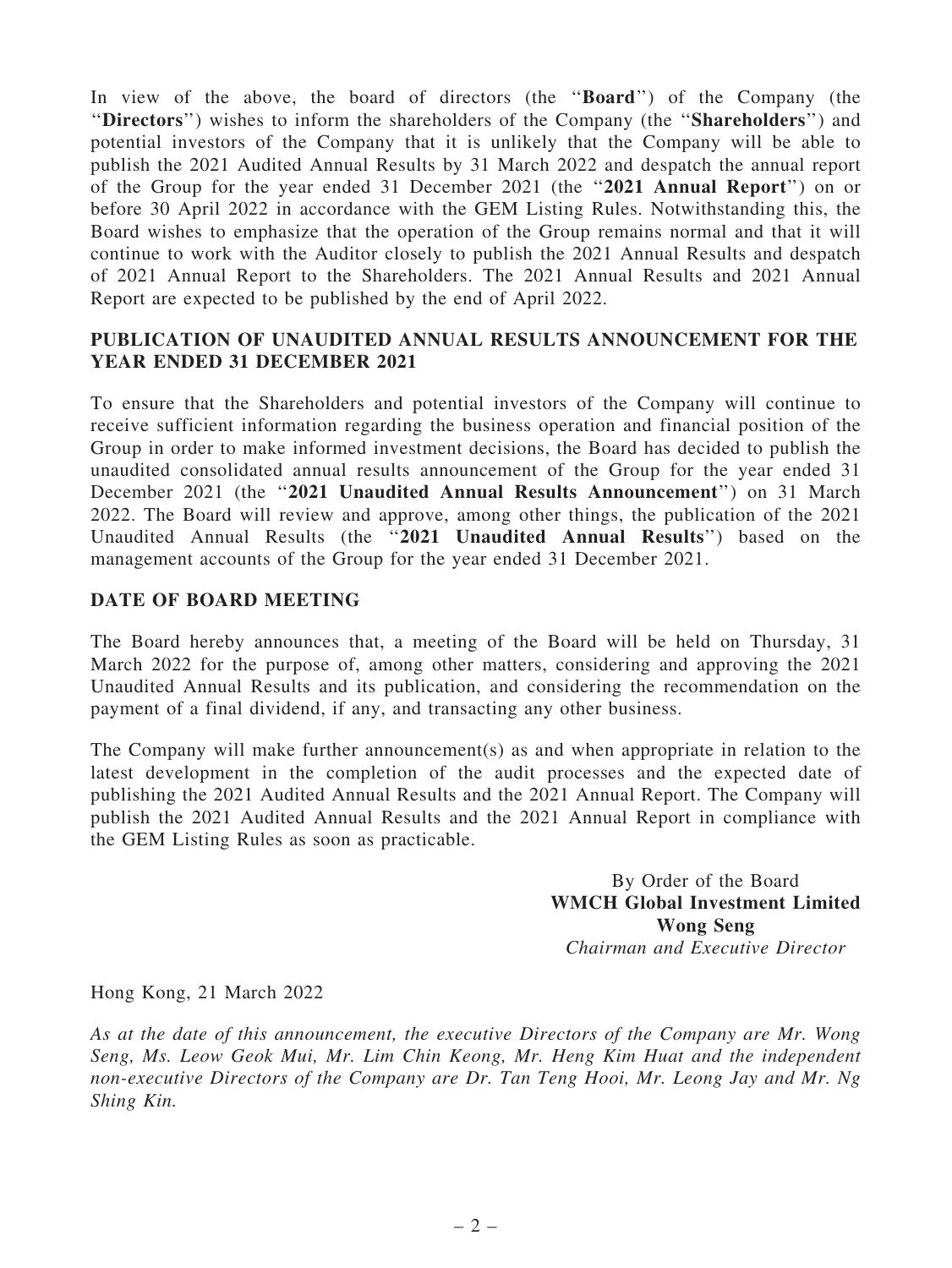In view of the above, the board of directors (the "**Board**") of the Company (the "**Directors**") wishes to inform the shareholders of the Company (the "**Shareholders**") and potential investors of the Company that it is unlikely that the Company will be able to publish the 2021 Audited Annual Results by 31 March 2022 and despatch the annual report of the Group for the year ended 31 December 2021 (the "**2021 Annual Report**") on or before 30 April 2022 in accordance with the GEM Listing Rules. Notwithstanding this, the Board wishes to emphasize that the operation of the Group remains normal and that it will continue to work with the Auditor closely to publish the 2021 Annual Results and despatch of 2021 Annual Report to the Shareholders. The 2021 Annual Results and 2021 Annual Report are expected to be published by the end of April 2022.

## PUBLICATION OF UNAUDITED ANNUAL RESULTS ANNOUNCEMENT FOR THE YEAR ENDED 31 DECEMBER 2021

To ensure that the Shareholders and potential investors of the Company will continue to receive sufficient information regarding the business operation and financial position of the Group in order to make informed investment decisions, the Board has decided to publish the unaudited consolidated annual results announcement of the Group for the year ended 31 December 2021 (the "**2021 Unaudited Annual Results Announcement**") on 31 March 2022. The Board will review and approve, among other things, the publication of the 2021 Unaudited Annual Results (the "**2021 Unaudited Annual Results**") based on the management accounts of the Group for the year ended 31 December 2021.

## DATE OF BOARD MEETING

The Board hereby announces that, a meeting of the Board will be held on Thursday, 31 March 2022 for the purpose of, among other matters, considering and approving the 2021 Unaudited Annual Results and its publication, and considering the recommendation on the payment of a final dividend, if any, and transacting any other business.

The Company will make further announcement(s) as and when appropriate in relation to the latest development in the completion of the audit processes and the expected date of publishing the 2021 Audited Annual Results and the 2021 Annual Report. The Company will publish the 2021 Audited Annual Results and the 2021 Annual Report in compliance with the GEM Listing Rules as soon as practicable.

By Order of the Board
**WMCH Global Investment Limited**
**Wong Seng**
*Chairman and Executive Director*

Hong Kong, 21 March 2022

*As at the date of this announcement, the executive Directors of the Company are Mr. Wong Seng, Ms. Leow Geok Mui, Mr. Lim Chin Keong, Mr. Heng Kim Huat and the independent non-executive Directors of the Company are Dr. Tan Teng Hooi, Mr. Leong Jay and Mr. Ng Shing Kin.*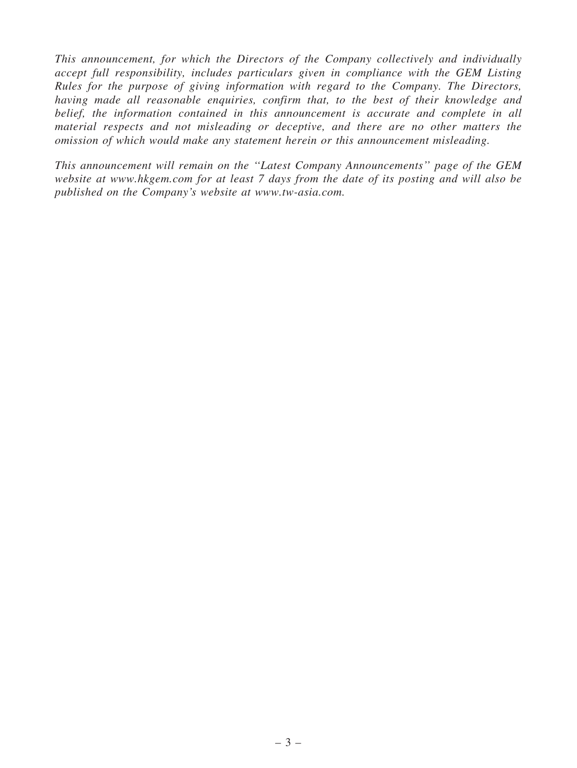*This announcement, for which the Directors of the Company collectively and individually accept full responsibility, includes particulars given in compliance with the GEM Listing Rules for the purpose of giving information with regard to the Company. The Directors, having made all reasonable enquiries, confirm that, to the best of their knowledge and belief, the information contained in this announcement is accurate and complete in all material respects and not misleading or deceptive, and there are no other matters the omission of which would make any statement herein or this announcement misleading.*

*This announcement will remain on the ''Latest Company Announcements'' page of the GEM website at www.hkgem.com for at least 7 days from the date of its posting and will also be published on the Company's website at www.tw-asia.com.*